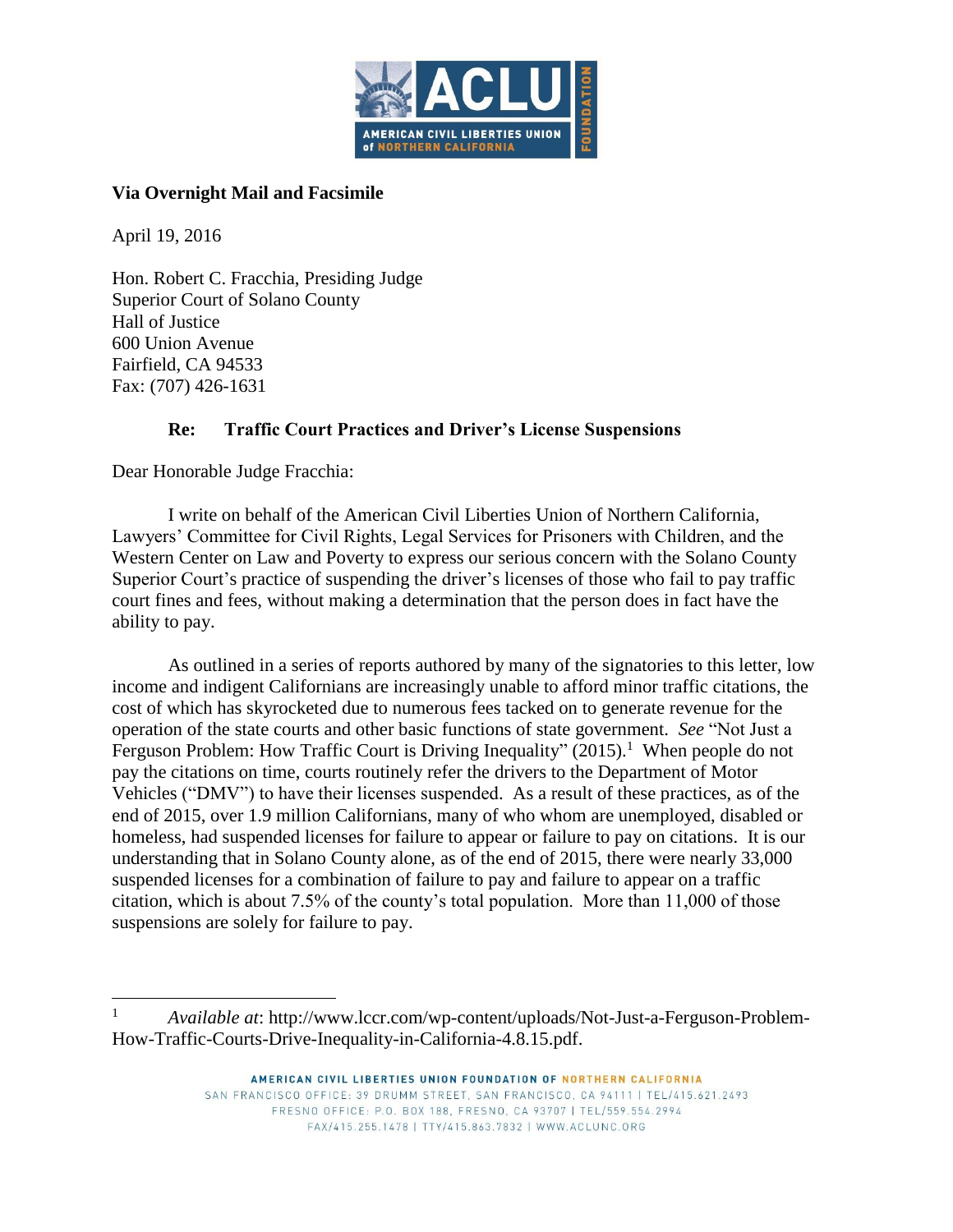**Via Overnight Mail and Facsimile**

April 19, 2016

Hon. Robert C. Fracchia, Presiding Judge
Superior Court of Solano County
Hall of Justice
600 Union Avenue
Fairfield, CA 94533
Fax: (707) 426-1631

**Re: Traffic Court Practices and Driver's License Suspensions**

Dear Honorable Judge Fracchia:

I write on behalf of the American Civil Liberties Union of Northern California, Lawyers' Committee for Civil Rights, Legal Services for Prisoners with Children, and the Western Center on Law and Poverty to express our serious concern with the Solano County Superior Court's practice of suspending the driver's licenses of those who fail to pay traffic court fines and fees, without making a determination that the person does in fact have the ability to pay.

As outlined in a series of reports authored by many of the signatories to this letter, low income and indigent Californians are increasingly unable to afford minor traffic citations, the cost of which has skyrocketed due to numerous fees tacked on to generate revenue for the operation of the state courts and other basic functions of state government. *See* "Not Just a Ferguson Problem: How Traffic Court is Driving Inequality" (2015).[1] When people do not pay the citations on time, courts routinely refer the drivers to the Department of Motor Vehicles ("DMV") to have their licenses suspended. As a result of these practices, as of the end of 2015, over 1.9 million Californians, many of who whom are unemployed, disabled or homeless, had suspended licenses for failure to appear or failure to pay on citations. It is our understanding that in Solano County alone, as of the end of 2015, there were nearly 33,000 suspended licenses for a combination of failure to pay and failure to appear on a traffic citation, which is about 7.5% of the county's total population. More than 11,000 of those suspensions are solely for failure to pay.

---

[1] *Available at*: http://www.lccr.com/wp-content/uploads/Not-Just-a-Ferguson-Problem-How-Traffic-Courts-Drive-Inequality-in-California-4.8.15.pdf.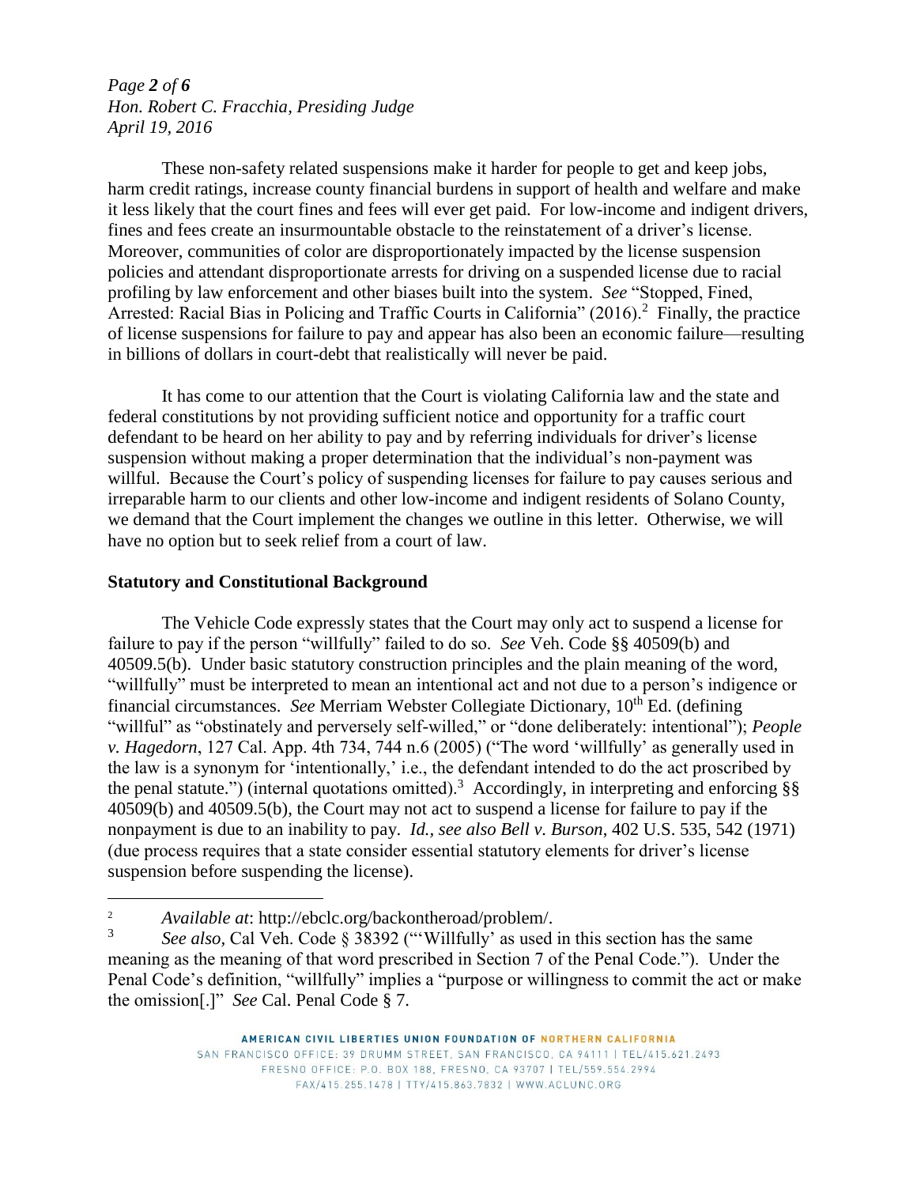These non-safety related suspensions make it harder for people to get and keep jobs, harm credit ratings, increase county financial burdens in support of health and welfare and make it less likely that the court fines and fees will ever get paid. For low-income and indigent drivers, fines and fees create an insurmountable obstacle to the reinstatement of a driver's license. Moreover, communities of color are disproportionately impacted by the license suspension policies and attendant disproportionate arrests for driving on a suspended license due to racial profiling by law enforcement and other biases built into the system. *See* "Stopped, Fined, Arrested: Racial Bias in Policing and Traffic Courts in California" (2016).[2] Finally, the practice of license suspensions for failure to pay and appear has also been an economic failure—resulting in billions of dollars in court-debt that realistically will never be paid.

It has come to our attention that the Court is violating California law and the state and federal constitutions by not providing sufficient notice and opportunity for a traffic court defendant to be heard on her ability to pay and by referring individuals for driver's license suspension without making a proper determination that the individual's non-payment was willful. Because the Court's policy of suspending licenses for failure to pay causes serious and irreparable harm to our clients and other low-income and indigent residents of Solano County, we demand that the Court implement the changes we outline in this letter. Otherwise, we will have no option but to seek relief from a court of law.

**Statutory and Constitutional Background**

The Vehicle Code expressly states that the Court may only act to suspend a license for failure to pay if the person "willfully" failed to do so. *See* Veh. Code §§ 40509(b) and 40509.5(b). Under basic statutory construction principles and the plain meaning of the word, "willfully" must be interpreted to mean an intentional act and not due to a person's indigence or financial circumstances. *See* Merriam Webster Collegiate Dictionary, 10th Ed. (defining "willful" as "obstinately and perversely self-willed," or "done deliberately: intentional"); *People v. Hagedorn*, 127 Cal. App. 4th 734, 744 n.6 (2005) ("The word 'willfully' as generally used in the law is a synonym for 'intentionally,' i.e., the defendant intended to do the act proscribed by the penal statute.") (internal quotations omitted).[3] Accordingly, in interpreting and enforcing §§ 40509(b) and 40509.5(b), the Court may not act to suspend a license for failure to pay if the nonpayment is due to an inability to pay. *Id., see also Bell v. Burson*, 402 U.S. 535, 542 (1971) (due process requires that a state consider essential statutory elements for driver's license suspension before suspending the license).

---

[2] *Available at*: http://ebclc.org/backontheroad/problem/.

[3] *See also,* Cal Veh. Code § 38392 ("'Willfully' as used in this section has the same meaning as the meaning of that word prescribed in Section 7 of the Penal Code."). Under the Penal Code's definition, "willfully" implies a "purpose or willingness to commit the act or make the omission[.]" *See* Cal. Penal Code § 7.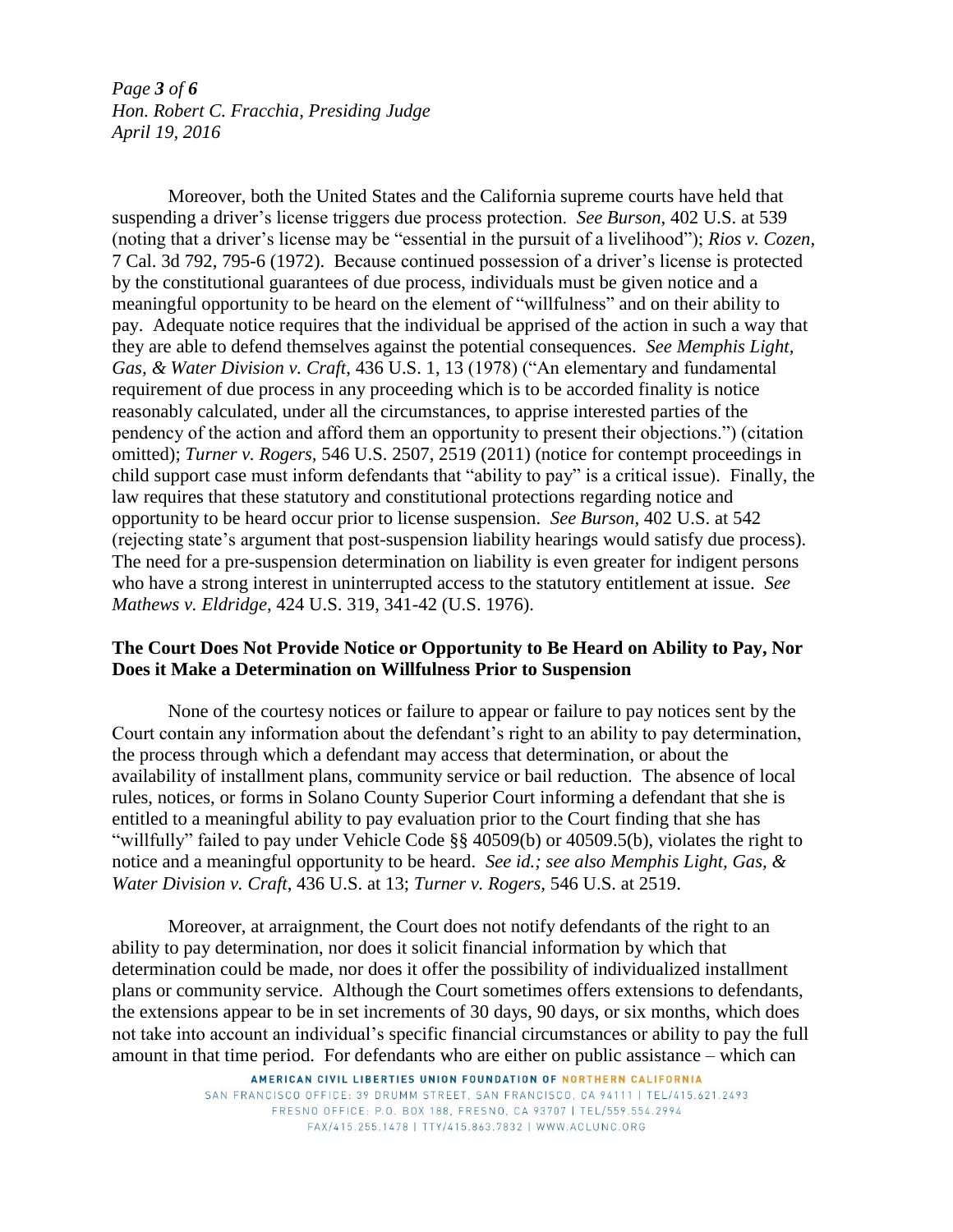Moreover, both the United States and the California supreme courts have held that suspending a driver's license triggers due process protection. *See Burson*, 402 U.S. at 539 (noting that a driver's license may be "essential in the pursuit of a livelihood"); *Rios v. Cozen,* 7 Cal. 3d 792, 795-6 (1972). Because continued possession of a driver's license is protected by the constitutional guarantees of due process, individuals must be given notice and a meaningful opportunity to be heard on the element of "willfulness" and on their ability to pay. Adequate notice requires that the individual be apprised of the action in such a way that they are able to defend themselves against the potential consequences. *See Memphis Light, Gas, & Water Division v. Craft*, 436 U.S. 1, 13 (1978) ("An elementary and fundamental requirement of due process in any proceeding which is to be accorded finality is notice reasonably calculated, under all the circumstances, to apprise interested parties of the pendency of the action and afford them an opportunity to present their objections.") (citation omitted); *Turner v. Rogers*, 546 U.S. 2507, 2519 (2011) (notice for contempt proceedings in child support case must inform defendants that "ability to pay" is a critical issue). Finally, the law requires that these statutory and constitutional protections regarding notice and opportunity to be heard occur prior to license suspension. *See Burson*, 402 U.S. at 542 (rejecting state's argument that post-suspension liability hearings would satisfy due process). The need for a pre-suspension determination on liability is even greater for indigent persons who have a strong interest in uninterrupted access to the statutory entitlement at issue. *See Mathews v. Eldridge*, 424 U.S. 319, 341-42 (U.S. 1976).

**The Court Does Not Provide Notice or Opportunity to Be Heard on Ability to Pay, Nor Does it Make a Determination on Willfulness Prior to Suspension**

None of the courtesy notices or failure to appear or failure to pay notices sent by the Court contain any information about the defendant's right to an ability to pay determination, the process through which a defendant may access that determination, or about the availability of installment plans, community service or bail reduction. The absence of local rules, notices, or forms in Solano County Superior Court informing a defendant that she is entitled to a meaningful ability to pay evaluation prior to the Court finding that she has "willfully" failed to pay under Vehicle Code §§ 40509(b) or 40509.5(b), violates the right to notice and a meaningful opportunity to be heard. *See id.; see also Memphis Light, Gas, & Water Division v. Craft*, 436 U.S. at 13; *Turner v. Rogers,* 546 U.S. at 2519.

Moreover, at arraignment, the Court does not notify defendants of the right to an ability to pay determination, nor does it solicit financial information by which that determination could be made, nor does it offer the possibility of individualized installment plans or community service. Although the Court sometimes offers extensions to defendants, the extensions appear to be in set increments of 30 days, 90 days, or six months, which does not take into account an individual's specific financial circumstances or ability to pay the full amount in that time period. For defendants who are either on public assistance – which can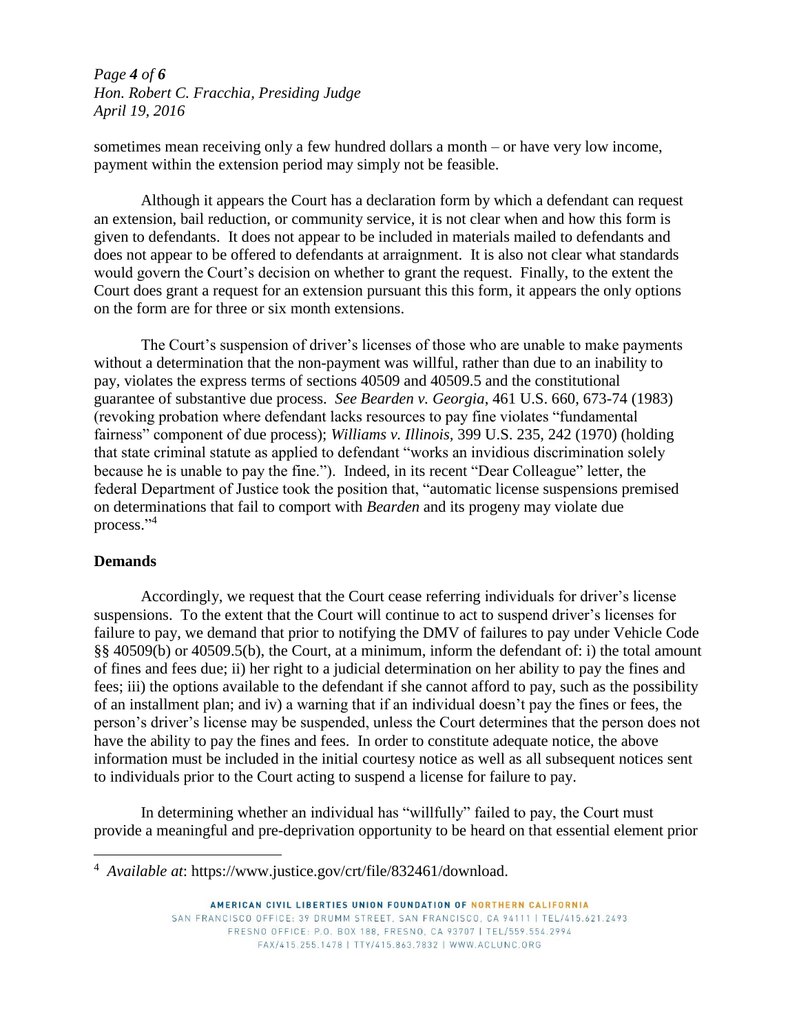sometimes mean receiving only a few hundred dollars a month – or have very low income, payment within the extension period may simply not be feasible.

Although it appears the Court has a declaration form by which a defendant can request an extension, bail reduction, or community service, it is not clear when and how this form is given to defendants. It does not appear to be included in materials mailed to defendants and does not appear to be offered to defendants at arraignment. It is also not clear what standards would govern the Court's decision on whether to grant the request. Finally, to the extent the Court does grant a request for an extension pursuant this this form, it appears the only options on the form are for three or six month extensions.

The Court's suspension of driver's licenses of those who are unable to make payments without a determination that the non-payment was willful, rather than due to an inability to pay, violates the express terms of sections 40509 and 40509.5 and the constitutional guarantee of substantive due process. *See Bearden v. Georgia*, 461 U.S. 660, 673-74 (1983) (revoking probation where defendant lacks resources to pay fine violates "fundamental fairness" component of due process); *Williams v. Illinois*, 399 U.S. 235, 242 (1970) (holding that state criminal statute as applied to defendant "works an invidious discrimination solely because he is unable to pay the fine."). Indeed, in its recent "Dear Colleague" letter, the federal Department of Justice took the position that, "automatic license suspensions premised on determinations that fail to comport with *Bearden* and its progeny may violate due process."[4]

**Demands**

Accordingly, we request that the Court cease referring individuals for driver's license suspensions. To the extent that the Court will continue to act to suspend driver's licenses for failure to pay, we demand that prior to notifying the DMV of failures to pay under Vehicle Code §§ 40509(b) or 40509.5(b), the Court, at a minimum, inform the defendant of: i) the total amount of fines and fees due; ii) her right to a judicial determination on her ability to pay the fines and fees; iii) the options available to the defendant if she cannot afford to pay, such as the possibility of an installment plan; and iv) a warning that if an individual doesn't pay the fines or fees, the person's driver's license may be suspended, unless the Court determines that the person does not have the ability to pay the fines and fees. In order to constitute adequate notice, the above information must be included in the initial courtesy notice as well as all subsequent notices sent to individuals prior to the Court acting to suspend a license for failure to pay.

In determining whether an individual has "willfully" failed to pay, the Court must provide a meaningful and pre-deprivation opportunity to be heard on that essential element prior

---

[4] *Available at*: https://www.justice.gov/crt/file/832461/download.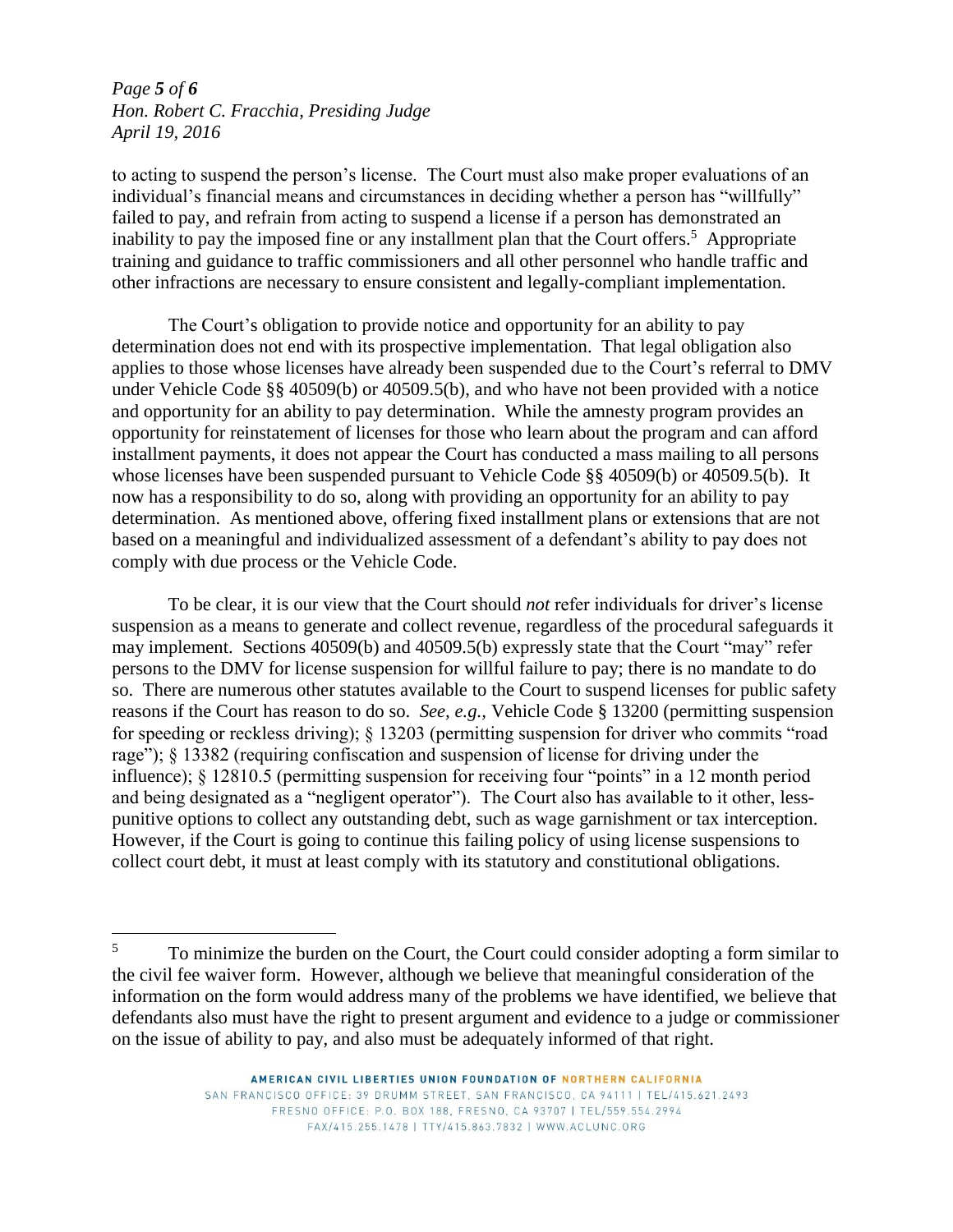to acting to suspend the person's license. The Court must also make proper evaluations of an individual's financial means and circumstances in deciding whether a person has "willfully" failed to pay, and refrain from acting to suspend a license if a person has demonstrated an inability to pay the imposed fine or any installment plan that the Court offers.[5] Appropriate training and guidance to traffic commissioners and all other personnel who handle traffic and other infractions are necessary to ensure consistent and legally-compliant implementation.

The Court's obligation to provide notice and opportunity for an ability to pay determination does not end with its prospective implementation. That legal obligation also applies to those whose licenses have already been suspended due to the Court's referral to DMV under Vehicle Code §§ 40509(b) or 40509.5(b), and who have not been provided with a notice and opportunity for an ability to pay determination. While the amnesty program provides an opportunity for reinstatement of licenses for those who learn about the program and can afford installment payments, it does not appear the Court has conducted a mass mailing to all persons whose licenses have been suspended pursuant to Vehicle Code §§ 40509(b) or 40509.5(b). It now has a responsibility to do so, along with providing an opportunity for an ability to pay determination. As mentioned above, offering fixed installment plans or extensions that are not based on a meaningful and individualized assessment of a defendant's ability to pay does not comply with due process or the Vehicle Code.

To be clear, it is our view that the Court should *not* refer individuals for driver's license suspension as a means to generate and collect revenue, regardless of the procedural safeguards it may implement. Sections 40509(b) and 40509.5(b) expressly state that the Court "may" refer persons to the DMV for license suspension for willful failure to pay; there is no mandate to do so. There are numerous other statutes available to the Court to suspend licenses for public safety reasons if the Court has reason to do so. *See, e.g.*, Vehicle Code § 13200 (permitting suspension for speeding or reckless driving); § 13203 (permitting suspension for driver who commits "road rage"); § 13382 (requiring confiscation and suspension of license for driving under the influence); § 12810.5 (permitting suspension for receiving four "points" in a 12 month period and being designated as a "negligent operator"). The Court also has available to it other, less-punitive options to collect any outstanding debt, such as wage garnishment or tax interception. However, if the Court is going to continue this failing policy of using license suspensions to collect court debt, it must at least comply with its statutory and constitutional obligations.

[5] To minimize the burden on the Court, the Court could consider adopting a form similar to the civil fee waiver form. However, although we believe that meaningful consideration of the information on the form would address many of the problems we have identified, we believe that defendants also must have the right to present argument and evidence to a judge or commissioner on the issue of ability to pay, and also must be adequately informed of that right.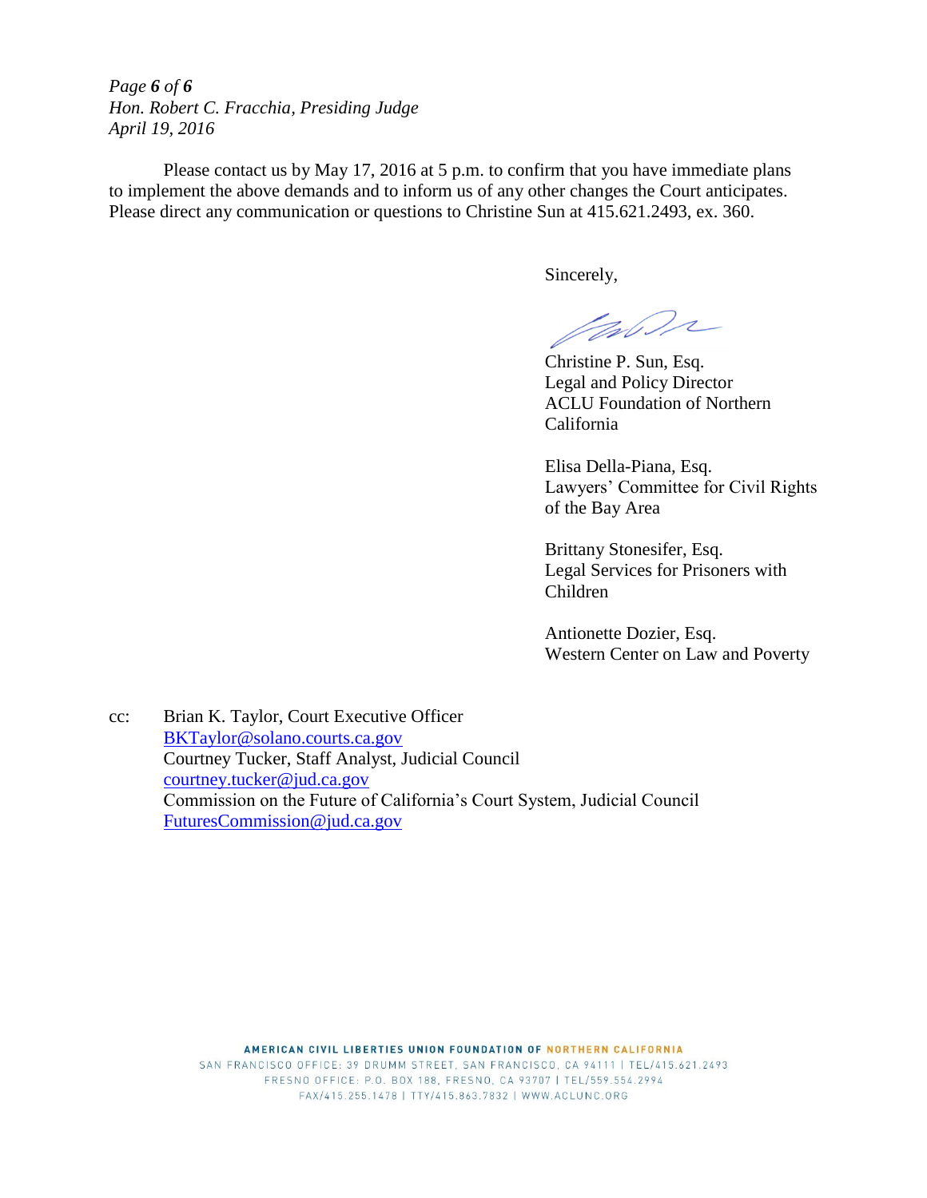Please contact us by May 17, 2016 at 5 p.m. to confirm that you have immediate plans to implement the above demands and to inform us of any other changes the Court anticipates. Please direct any communication or questions to Christine Sun at 415.621.2493, ex. 360.

Sincerely,

Christine P. Sun, Esq.
Legal and Policy Director
ACLU Foundation of Northern California

Elisa Della-Piana, Esq.
Lawyers' Committee for Civil Rights of the Bay Area

Brittany Stonesifer, Esq.
Legal Services for Prisoners with Children

Antionette Dozier, Esq.
Western Center on Law and Poverty

cc: Brian K. Taylor, Court Executive Officer
BKTaylor@solano.courts.ca.gov
Courtney Tucker, Staff Analyst, Judicial Council
courtney.tucker@jud.ca.gov
Commission on the Future of California's Court System, Judicial Council
FuturesCommission@jud.ca.gov